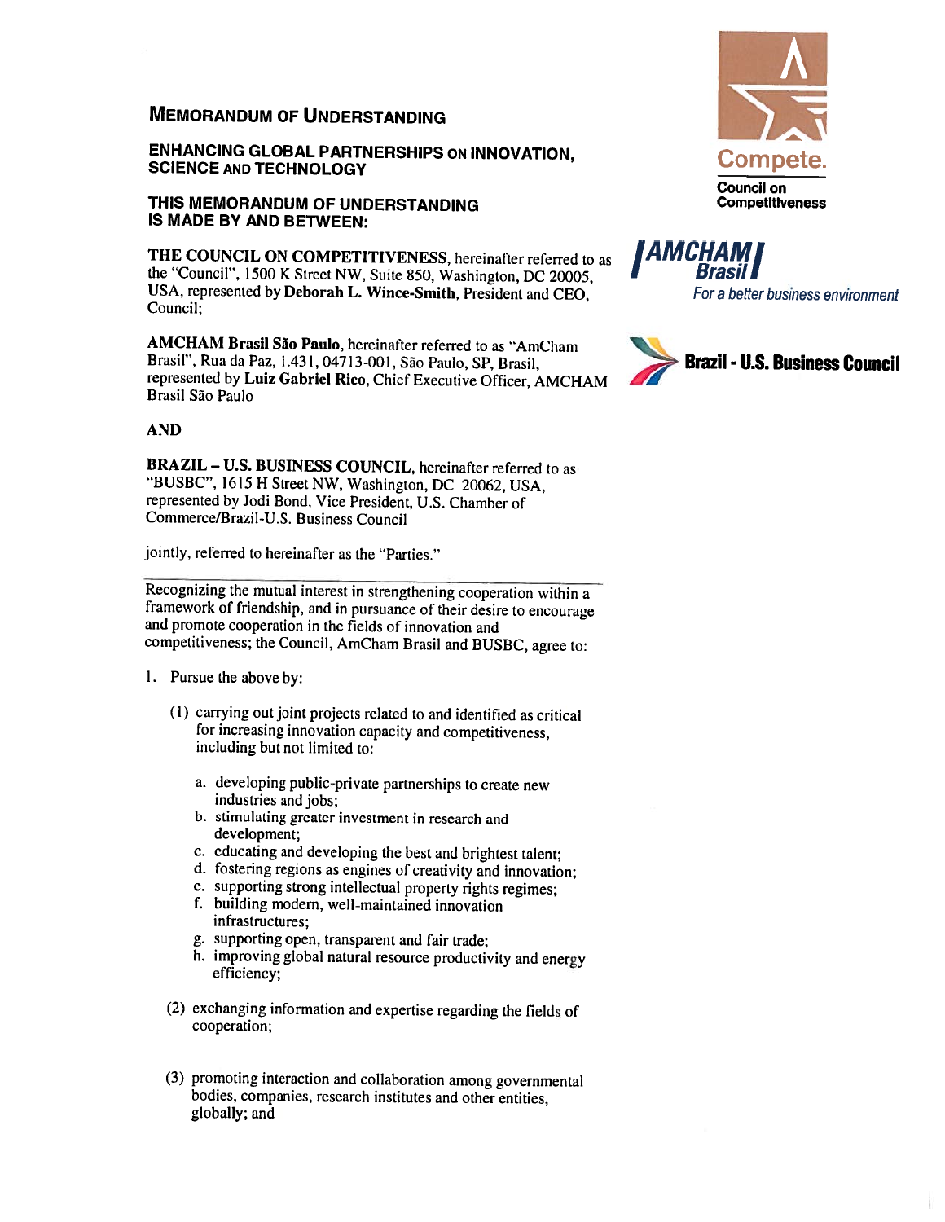# Memorandum of Understanding

## Enhancing Global Partnerships on Innovation, Science and Technology

### This Memorandum of Understanding is made by and between:

Compete.
Council on Competitiveness

AMCHAM Brasil
For a better business environment

Brazil - U.S. Business Council

**THE COUNCIL ON COMPETITIVENESS**, hereinafter referred to as the "Council", 1500 K Street NW, Suite 850, Washington, DC 20005, USA, represented by **Deborah L. Wince-Smith**, President and CEO, Council;

**AMCHAM Brasil São Paulo**, hereinafter referred to as "AmCham Brasil", Rua da Paz, 1.431, 04713-001, São Paulo, SP, Brasil, represented by **Luiz Gabriel Rico**, Chief Executive Officer, AMCHAM Brasil São Paulo

**AND**

**BRAZIL – U.S. BUSINESS COUNCIL**, hereinafter referred to as "BUSBC", 1615 H Street NW, Washington, DC 20062, USA, represented by Jodi Bond, Vice President, U.S. Chamber of Commerce/Brazil-U.S. Business Council

jointly, referred to hereinafter as the "Parties."

---

Recognizing the mutual interest in strengthening cooperation within a framework of friendship, and in pursuance of their desire to encourage and promote cooperation in the fields of innovation and competitiveness; the Council, AmCham Brasil and BUSBC, agree to:

1. Pursue the above by:

   (1) carrying out joint projects related to and identified as critical for increasing innovation capacity and competitiveness, including but not limited to:

      a. developing public-private partnerships to create new industries and jobs;
      b. stimulating greater investment in research and development;
      c. educating and developing the best and brightest talent;
      d. fostering regions as engines of creativity and innovation;
      e. supporting strong intellectual property rights regimes;
      f. building modern, well-maintained innovation infrastructures;
      g. supporting open, transparent and fair trade;
      h. improving global natural resource productivity and energy efficiency;

   (2) exchanging information and expertise regarding the fields of cooperation;

   (3) promoting interaction and collaboration among governmental bodies, companies, research institutes and other entities, globally; and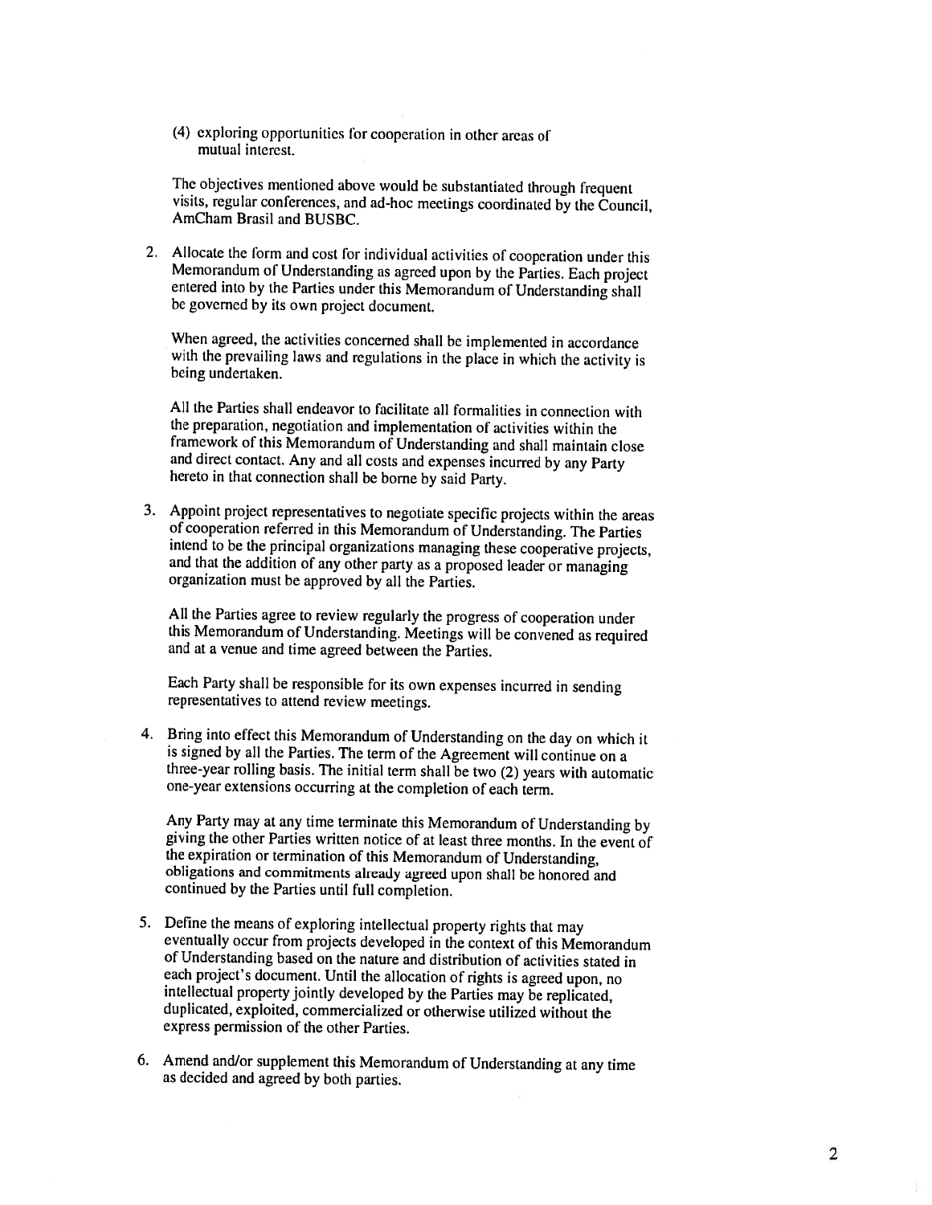(4) exploring opportunities for cooperation in other areas of mutual interest.

The objectives mentioned above would be substantiated through frequent visits, regular conferences, and ad-hoc meetings coordinated by the Council, AmCham Brasil and BUSBC.

2. Allocate the form and cost for individual activities of cooperation under this Memorandum of Understanding as agreed upon by the Parties. Each project entered into by the Parties under this Memorandum of Understanding shall be governed by its own project document.

   When agreed, the activities concerned shall be implemented in accordance with the prevailing laws and regulations in the place in which the activity is being undertaken.

   All the Parties shall endeavor to facilitate all formalities in connection with the preparation, negotiation and implementation of activities within the framework of this Memorandum of Understanding and shall maintain close and direct contact. Any and all costs and expenses incurred by any Party hereto in that connection shall be borne by said Party.

3. Appoint project representatives to negotiate specific projects within the areas of cooperation referred in this Memorandum of Understanding. The Parties intend to be the principal organizations managing these cooperative projects, and that the addition of any other party as a proposed leader or managing organization must be approved by all the Parties.

   All the Parties agree to review regularly the progress of cooperation under this Memorandum of Understanding. Meetings will be convened as required and at a venue and time agreed between the Parties.

   Each Party shall be responsible for its own expenses incurred in sending representatives to attend review meetings.

4. Bring into effect this Memorandum of Understanding on the day on which it is signed by all the Parties. The term of the Agreement will continue on a three-year rolling basis. The initial term shall be two (2) years with automatic one-year extensions occurring at the completion of each term.

   Any Party may at any time terminate this Memorandum of Understanding by giving the other Parties written notice of at least three months. In the event of the expiration or termination of this Memorandum of Understanding, obligations and commitments already agreed upon shall be honored and continued by the Parties until full completion.

5. Define the means of exploring intellectual property rights that may eventually occur from projects developed in the context of this Memorandum of Understanding based on the nature and distribution of activities stated in each project's document. Until the allocation of rights is agreed upon, no intellectual property jointly developed by the Parties may be replicated, duplicated, exploited, commercialized or otherwise utilized without the express permission of the other Parties.

6. Amend and/or supplement this Memorandum of Understanding at any time as decided and agreed by both parties.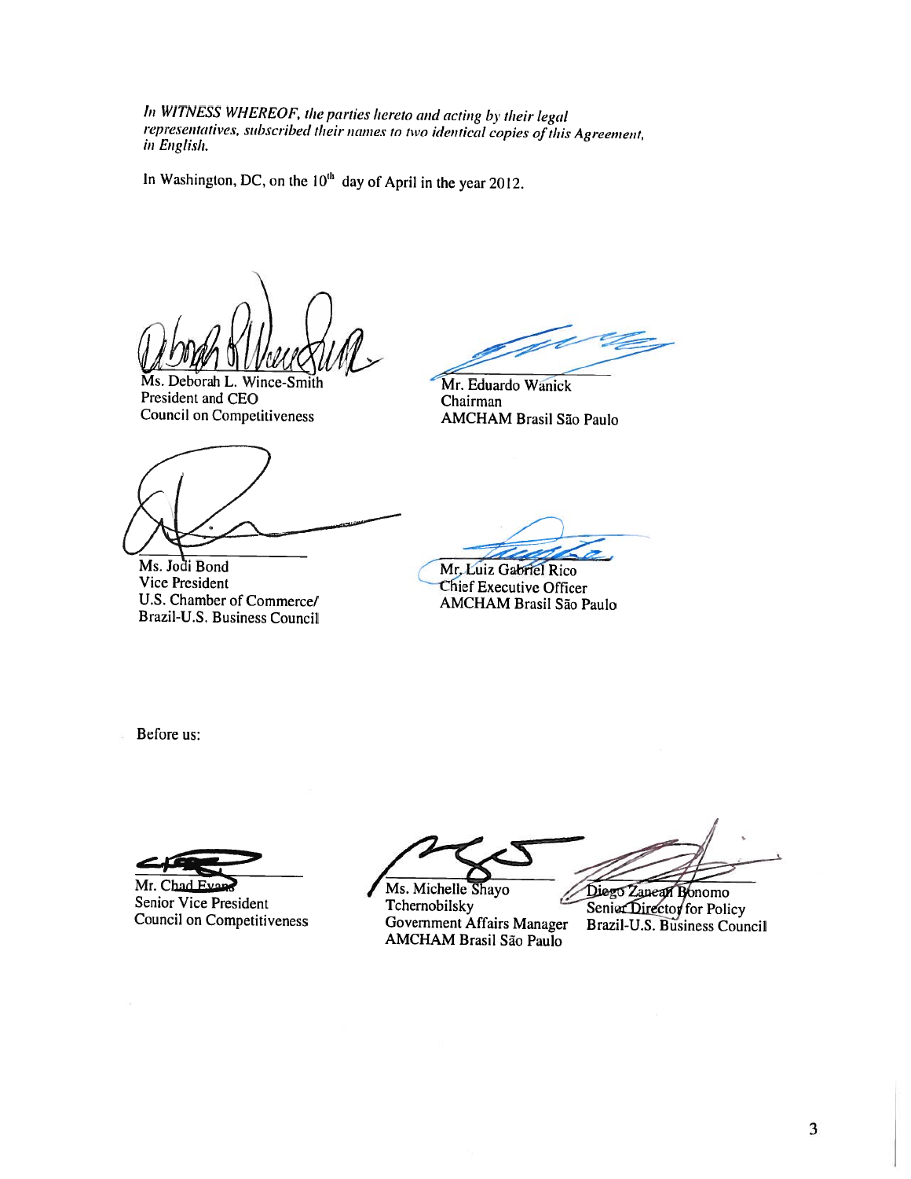*In WITNESS WHEREOF, the parties hereto and acting by their legal representatives, subscribed their names to two identical copies of this Agreement, in English.*

In Washington, DC, on the 10th day of April in the year 2012.

Ms. Deborah L. Wince-Smith
President and CEO
Council on Competitiveness

Mr. Eduardo Wanick
Chairman
AMCHAM Brasil São Paulo

Ms. Jodi Bond
Vice President
U.S. Chamber of Commerce/
Brazil-U.S. Business Council

Mr. Luiz Gabriel Rico
Chief Executive Officer
AMCHAM Brasil São Paulo

Before us:

Mr. Chad Evans
Senior Vice President
Council on Competitiveness

Ms. Michelle Shayo Tchernobilsky
Government Affairs Manager
AMCHAM Brasil São Paulo

Diego Zancan Bonomo
Senior Director for Policy
Brazil-U.S. Business Council